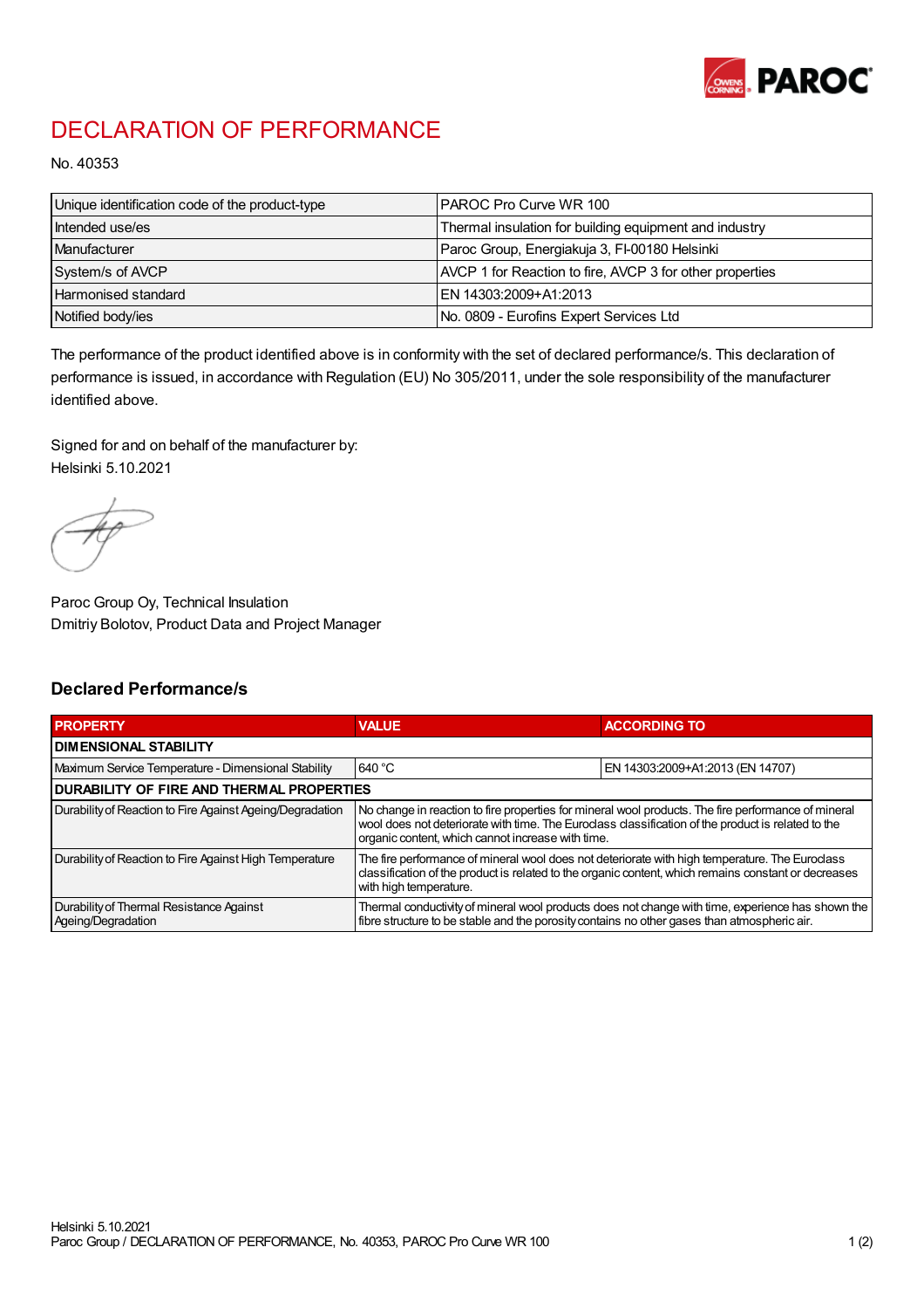# DECLARATION OF PERFORMANCE

No. 40353

| Unique identification code of the product-type | PAROC Pro Curve WR 100 |
|---|---|
| Intended use/es | Thermal insulation for building equipment and industry |
| Manufacturer | Paroc Group, Energiakuja 3, FI-00180 Helsinki |
| System/s of AVCP | AVCP 1 for Reaction to fire, AVCP 3 for other properties |
| Harmonised standard | EN 14303:2009+A1:2013 |
| Notified body/ies | No. 0809 - Eurofins Expert Services Ltd |

The performance of the product identified above is in conformity with the set of declared performance/s. This declaration of performance is issued, in accordance with Regulation (EU) No 305/2011, under the sole responsibility of the manufacturer identified above.

Signed for and on behalf of the manufacturer by:
Helsinki 5.10.2021

Paroc Group Oy, Technical Insulation
Dmitriy Bolotov, Product Data and Project Manager

## Declared Performance/s

| PROPERTY | VALUE | ACCORDING TO |
|---|---|---|
| **DIMENSIONAL STABILITY** | | |
| Maximum Service Temperature - Dimensional Stability | 640 °C | EN 14303:2009+A1:2013 (EN 14707) |
| **DURABILITY OF FIRE AND THERMAL PROPERTIES** | | |
| Durability of Reaction to Fire Against Ageing/Degradation | No change in reaction to fire properties for mineral wool products. The fire performance of mineral wool does not deteriorate with time. The Euroclass classification of the product is related to the organic content, which cannot increase with time. | |
| Durability of Reaction to Fire Against High Temperature | The fire performance of mineral wool does not deteriorate with high temperature. The Euroclass classification of the product is related to the organic content, which remains constant or decreases with high temperature. | |
| Durability of Thermal Resistance Against Ageing/Degradation | Thermal conductivity of mineral wool products does not change with time, experience has shown the fibre structure to be stable and the porosity contains no other gases than atmospheric air. | |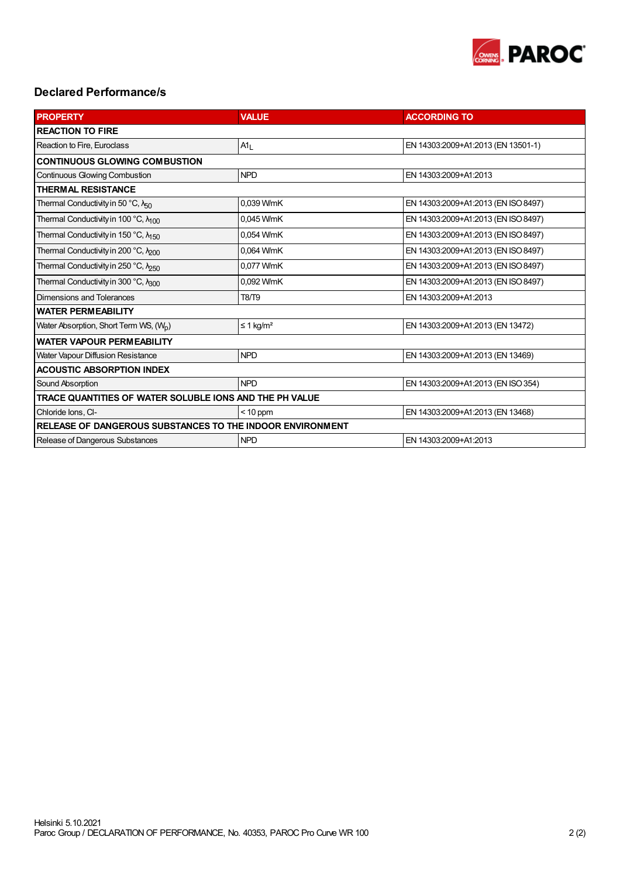## Declared Performance/s

| PROPERTY | VALUE | ACCORDING TO |
|---|---|---|
| **REACTION TO FIRE** | | |
| Reaction to Fire, Euroclass | $A1_L$ | EN 14303:2009+A1:2013 (EN 13501-1) |
| **CONTINUOUS GLOWING COMBUSTION** | | |
| Continuous Glowing Combustion | NPD | EN 14303:2009+A1:2013 |
| **THERMAL RESISTANCE** | | |
| Thermal Conductivity in 50 °C, $\lambda_{50}$ | 0,039 W/mK | EN 14303:2009+A1:2013 (EN ISO 8497) |
| Thermal Conductivity in 100 °C, $\lambda_{100}$ | 0,045 W/mK | EN 14303:2009+A1:2013 (EN ISO 8497) |
| Thermal Conductivity in 150 °C, $\lambda_{150}$ | 0,054 W/mK | EN 14303:2009+A1:2013 (EN ISO 8497) |
| Thermal Conductivity in 200 °C, $\lambda_{200}$ | 0,064 W/mK | EN 14303:2009+A1:2013 (EN ISO 8497) |
| Thermal Conductivity in 250 °C, $\lambda_{250}$ | 0,077 W/mK | EN 14303:2009+A1:2013 (EN ISO 8497) |
| Thermal Conductivity in 300 °C, $\lambda_{300}$ | 0,092 W/mK | EN 14303:2009+A1:2013 (EN ISO 8497) |
| Dimensions and Tolerances | T8/T9 | EN 14303:2009+A1:2013 |
| **WATER PERMEABILITY** | | |
| Water Absorption, Short Term WS, ($W_p$) | ≤ 1 kg/m² | EN 14303:2009+A1:2013 (EN 13472) |
| **WATER VAPOUR PERMEABILITY** | | |
| Water Vapour Diffusion Resistance | NPD | EN 14303:2009+A1:2013 (EN 13469) |
| **ACOUSTIC ABSORPTION INDEX** | | |
| Sound Absorption | NPD | EN 14303:2009+A1:2013 (EN ISO 354) |
| **TRACE QUANTITIES OF WATER SOLUBLE IONS AND THE PH VALUE** | | |
| Chloride Ions, Cl- | < 10 ppm | EN 14303:2009+A1:2013 (EN 13468) |
| **RELEASE OF DANGEROUS SUBSTANCES TO THE INDOOR ENVIRONMENT** | | |
| Release of Dangerous Substances | NPD | EN 14303:2009+A1:2013 |

Helsinki 5.10.2021
Paroc Group / DECLARATION OF PERFORMANCE, No. 40353, PAROC Pro Curve WR 100